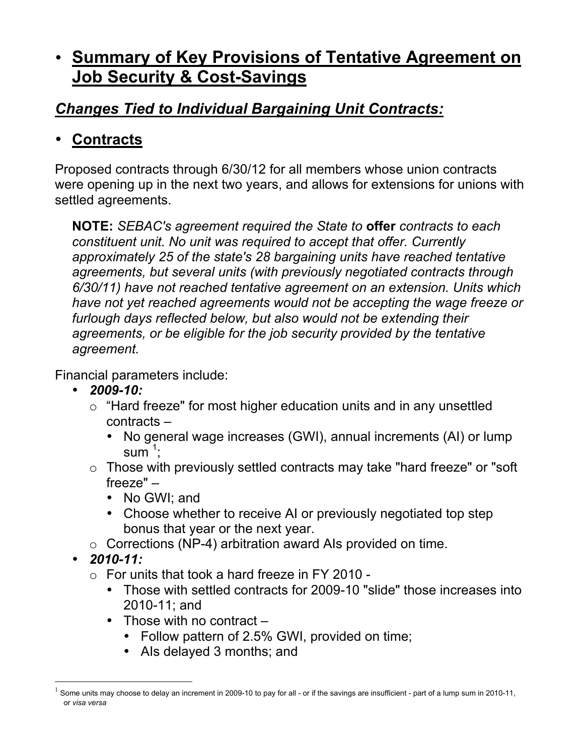# Summary of Key Provisions of Tentative Agreement on Job Security & Cost-Savings

## *Changes Tied to Individual Bargaining Unit Contracts:*

## Contracts

Proposed contracts through 6/30/12 for all members whose union contracts were opening up in the next two years, and allows for extensions for unions with settled agreements.

> **NOTE:** *SEBAC's agreement required the State to* **offer** *contracts to each constituent unit. No unit was required to accept that offer. Currently approximately 25 of the state's 28 bargaining units have reached tentative agreements, but several units (with previously negotiated contracts through 6/30/11) have not reached tentative agreement on an extension. Units which have not yet reached agreements would not be accepting the wage freeze or furlough days reflected below, but also would not be extending their agreements, or be eligible for the job security provided by the tentative agreement.*

Financial parameters include:

- ***2009-10:***
  - "Hard freeze" for most higher education units and in any unsettled contracts –
    - No general wage increases (GWI), annual increments (AI) or lump sum [1];
  - Those with previously settled contracts may take "hard freeze" or "soft freeze" –
    - No GWI; and
    - Choose whether to receive AI or previously negotiated top step bonus that year or the next year.
  - Corrections (NP-4) arbitration award AIs provided on time.
- ***2010-11:***
  - For units that took a hard freeze in FY 2010 -
    - Those with settled contracts for 2009-10 "slide" those increases into 2010-11; and
    - Those with no contract –
      - Follow pattern of 2.5% GWI, provided on time;
      - AIs delayed 3 months; and

[1] Some units may choose to delay an increment in 2009-10 to pay for all - or if the savings are insufficient - part of a lump sum in 2010-11, or *visa versa*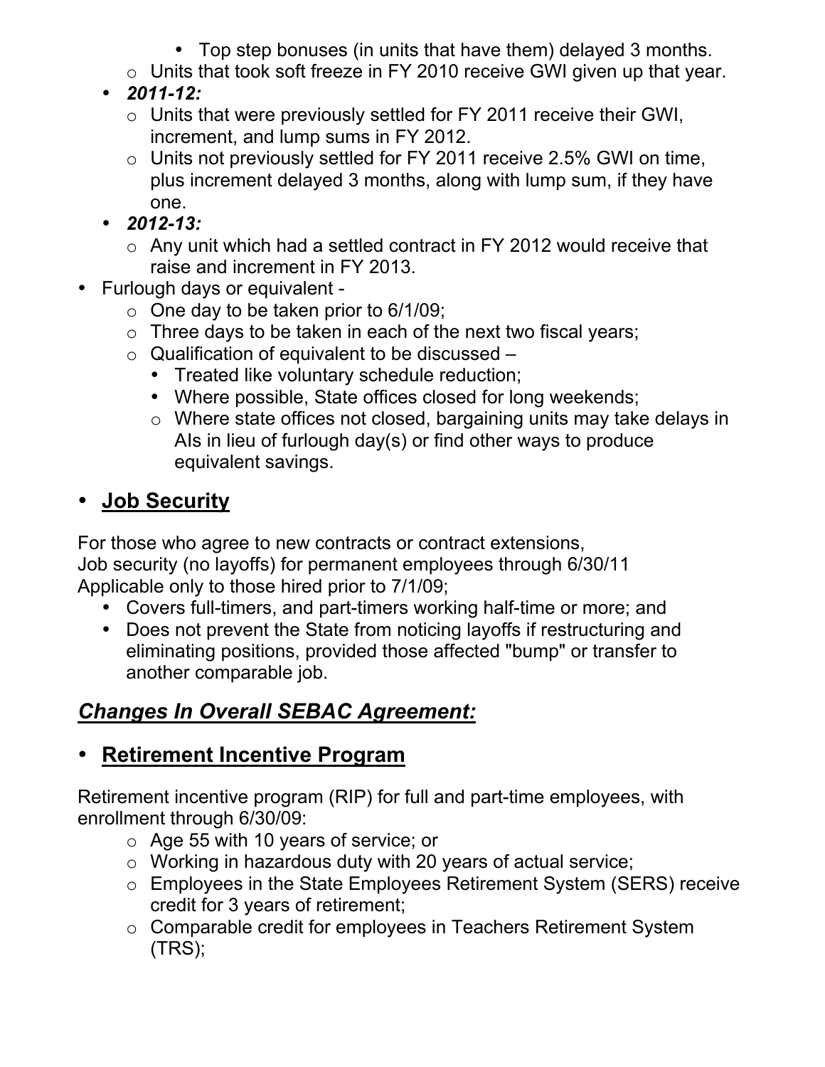- Top step bonuses (in units that have them) delayed 3 months.
  - Units that took soft freeze in FY 2010 receive GWI given up that year.
- ***2011-12:***
  - Units that were previously settled for FY 2011 receive their GWI, increment, and lump sums in FY 2012.
  - Units not previously settled for FY 2011 receive 2.5% GWI on time, plus increment delayed 3 months, along with lump sum, if they have one.
- ***2012-13:***
  - Any unit which had a settled contract in FY 2012 would receive that raise and increment in FY 2013.
- Furlough days or equivalent -
  - One day to be taken prior to 6/1/09;
  - Three days to be taken in each of the next two fiscal years;
  - Qualification of equivalent to be discussed –
    - Treated like voluntary schedule reduction;
    - Where possible, State offices closed for long weekends;
    - Where state offices not closed, bargaining units may take delays in AIs in lieu of furlough day(s) or find other ways to produce equivalent savings.

- **<u>Job Security</u>**

For those who agree to new contracts or contract extensions,
Job security (no layoffs) for permanent employees through 6/30/11
Applicable only to those hired prior to 7/1/09;

- Covers full-timers, and part-timers working half-time or more; and
- Does not prevent the State from noticing layoffs if restructuring and eliminating positions, provided those affected "bump" or transfer to another comparable job.

## ***<u>Changes In Overall SEBAC Agreement:</u>***

- **<u>Retirement Incentive Program</u>**

Retirement incentive program (RIP) for full and part-time employees, with enrollment through 6/30/09:

- Age 55 with 10 years of service; or
- Working in hazardous duty with 20 years of actual service;
- Employees in the State Employees Retirement System (SERS) receive credit for 3 years of retirement;
- Comparable credit for employees in Teachers Retirement System (TRS);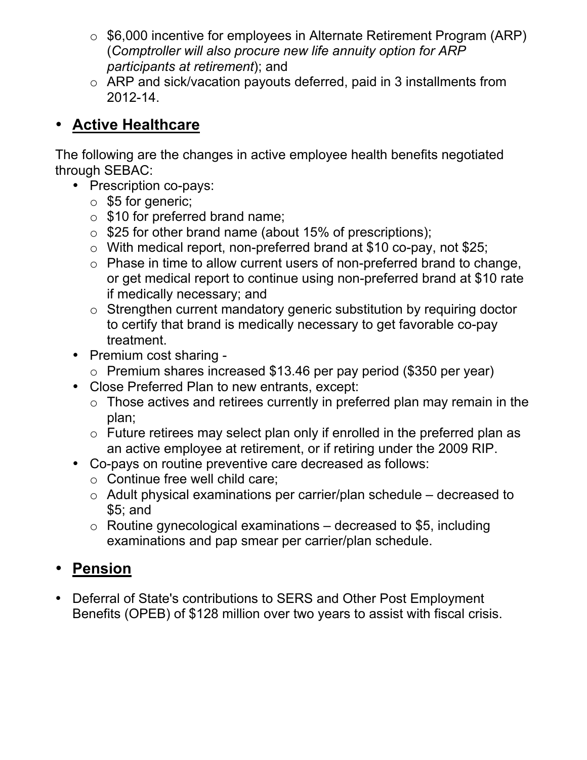- $6,000 incentive for employees in Alternate Retirement Program (ARP) (*Comptroller will also procure new life annuity option for ARP participants at retirement*); and
- ARP and sick/vacation payouts deferred, paid in 3 installments from 2012-14.

- **<u>Active Healthcare</u>**

The following are the changes in active employee health benefits negotiated through SEBAC:

- Prescription co-pays:
  - $5 for generic;
  - $10 for preferred brand name;
  - $25 for other brand name (about 15% of prescriptions);
  - With medical report, non-preferred brand at $10 co-pay, not $25;
  - Phase in time to allow current users of non-preferred brand to change, or get medical report to continue using non-preferred brand at $10 rate if medically necessary; and
  - Strengthen current mandatory generic substitution by requiring doctor to certify that brand is medically necessary to get favorable co-pay treatment.
- Premium cost sharing -
  - Premium shares increased $13.46 per pay period ($350 per year)
- Close Preferred Plan to new entrants, except:
  - Those actives and retirees currently in preferred plan may remain in the plan;
  - Future retirees may select plan only if enrolled in the preferred plan as an active employee at retirement, or if retiring under the 2009 RIP.
- Co-pays on routine preventive care decreased as follows:
  - Continue free well child care;
  - Adult physical examinations per carrier/plan schedule – decreased to $5; and
  - Routine gynecological examinations – decreased to $5, including examinations and pap smear per carrier/plan schedule.

- **<u>Pension</u>**

- Deferral of State's contributions to SERS and Other Post Employment Benefits (OPEB) of $128 million over two years to assist with fiscal crisis.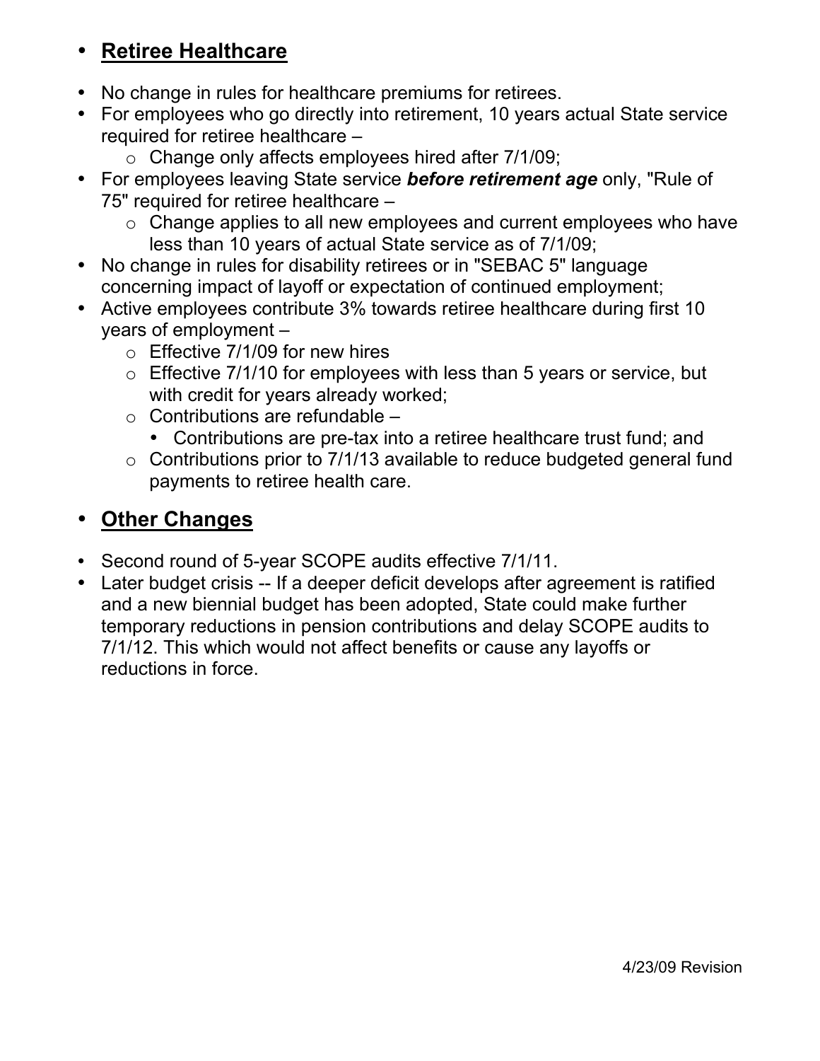- **Retiree Healthcare**

- No change in rules for healthcare premiums for retirees.
- For employees who go directly into retirement, 10 years actual State service required for retiree healthcare –
  - Change only affects employees hired after 7/1/09;
- For employees leaving State service ***before retirement age*** only, "Rule of 75" required for retiree healthcare –
  - Change applies to all new employees and current employees who have less than 10 years of actual State service as of 7/1/09;
- No change in rules for disability retirees or in "SEBAC 5" language concerning impact of layoff or expectation of continued employment;
- Active employees contribute 3% towards retiree healthcare during first 10 years of employment –
  - Effective 7/1/09 for new hires
  - Effective 7/1/10 for employees with less than 5 years or service, but with credit for years already worked;
  - Contributions are refundable –
    - Contributions are pre-tax into a retiree healthcare trust fund; and
  - Contributions prior to 7/1/13 available to reduce budgeted general fund payments to retiree health care.

- **Other Changes**

- Second round of 5-year SCOPE audits effective 7/1/11.
- Later budget crisis -- If a deeper deficit develops after agreement is ratified and a new biennial budget has been adopted, State could make further temporary reductions in pension contributions and delay SCOPE audits to 7/1/12. This which would not affect benefits or cause any layoffs or reductions in force.

4/23/09 Revision